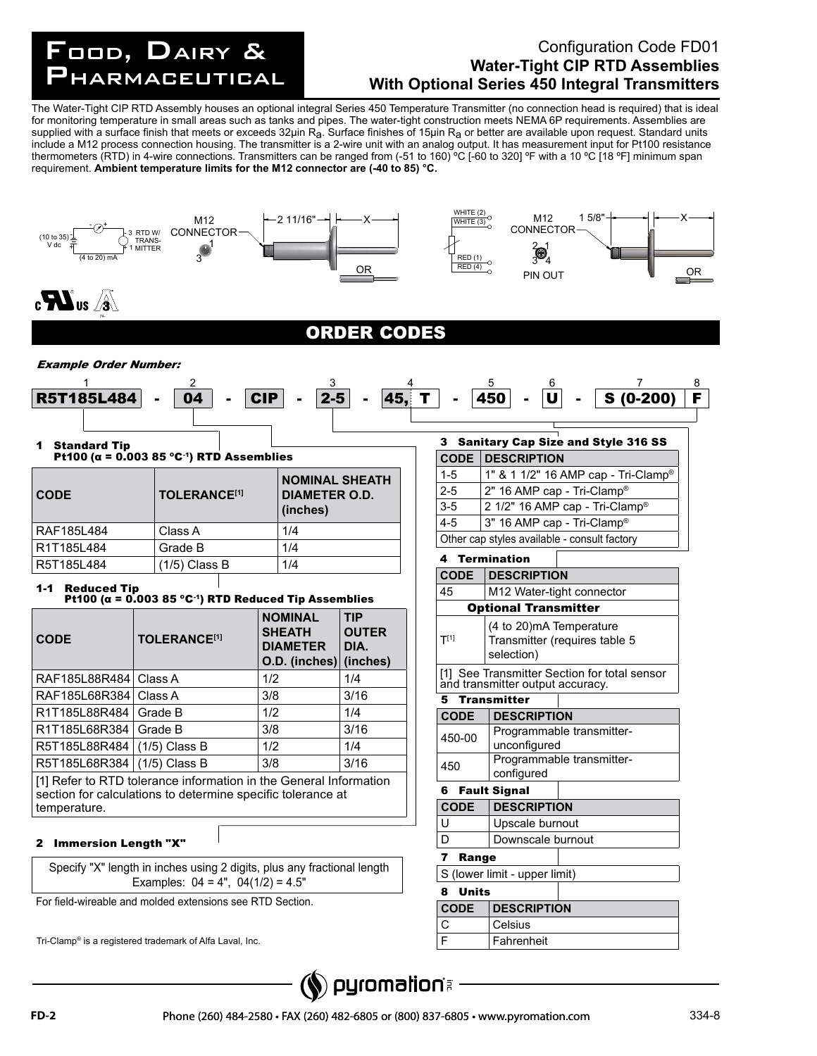# Food, Dairy & Pharmaceutical

## Configuration Code FD01
## Water-Tight CIP RTD Assemblies With Optional Series 450 Integral Transmitters

The Water-Tight CIP RTD Assembly houses an optional integral Series 450 Temperature Transmitter (no connection head is required) that is ideal for monitoring temperature in small areas such as tanks and pipes. The water-tight construction meets NEMA 6P requirements. Assemblies are supplied with a surface finish that meets or exceeds 32µin $R_a$. Surface finishes of 15µin $R_a$ or better are available upon request. Standard units include a M12 process connection housing. The transmitter is a 2-wire unit with an analog output. It has measurement input for Pt100 resistance thermometers (RTD) in 4-wire connections. Transmitters can be ranged from (-51 to 160) ºC [-60 to 320] ºF with a 10 ºC [18 ºF] minimum span requirement. **Ambient temperature limits for the M12 connector are (-40 to 85) °C.**

(10 to 35) V dc — 3 RTD W/ TRANSMITTER 1 — (4 to 20) mA

M12 CONNECTOR 1 3 — 2 11/16" — X — OR

WHITE (2) WHITE (3) RED (1) RED (4)

M12 CONNECTOR 2 1 3 4 PIN OUT — 1 5/8" — X — OR

## ORDER CODES

***Example Order Number:***

| 1 | | 2 | | 3 | | 4 | | 5 | | 6 | | 7 | 8 |
|---|---|---|---|---|---|---|---|---|---|---|---|---|---|
| R5T185L484 | - | 04 | - | CIP | - | 2-5 | - | 45, T | - | 450 | - | U | - | S (0-200) | F |

### 1 Standard Tip
### Pt100 (α = 0.003 85 °C⁻¹) RTD Assemblies

| CODE | TOLERANCE[1] | NOMINAL SHEATH DIAMETER O.D. (inches) |
|---|---|---|
| RAF185L484 | Class A | 1/4 |
| R1T185L484 | Grade B | 1/4 |
| R5T185L484 | (1/5) Class B | 1/4 |

### 1-1 Reduced Tip
### Pt100 (α = 0.003 85 °C⁻¹) RTD Reduced Tip Assemblies

| CODE | TOLERANCE[1] | NOMINAL SHEATH DIAMETER O.D. (inches) | TIP OUTER DIA. (inches) |
|---|---|---|---|
| RAF185L88R484 | Class A | 1/2 | 1/4 |
| RAF185L68R384 | Class A | 3/8 | 3/16 |
| R1T185L88R484 | Grade B | 1/2 | 1/4 |
| R1T185L68R384 | Grade B | 3/8 | 3/16 |
| R5T185L88R484 | (1/5) Class B | 1/2 | 1/4 |
| R5T185L68R384 | (1/5) Class B | 3/8 | 3/16 |

[1] Refer to RTD tolerance information in the General Information section for calculations to determine specific tolerance at temperature.

### 2 Immersion Length "X"

Specify "X" length in inches using 2 digits, plus any fractional length Examples: 04 = 4", 04(1/2) = 4.5"

For field-wireable and molded extensions see RTD Section.

### 3 Sanitary Cap Size and Style 316 SS

| CODE | DESCRIPTION |
|---|---|
| 1-5 | 1" & 1 1/2" 16 AMP cap - Tri-Clamp® |
| 2-5 | 2" 16 AMP cap - Tri-Clamp® |
| 3-5 | 2 1/2" 16 AMP cap - Tri-Clamp® |
| 4-5 | 3" 16 AMP cap - Tri-Clamp® |
| Other cap styles available - consult factory | |

### 4 Termination

| CODE | DESCRIPTION |
|---|---|
| 45 | M12 Water-tight connector |
| **Optional Transmitter** | |
| T[1] | (4 to 20)mA Temperature Transmitter (requires table 5 selection) |

[1] See Transmitter Section for total sensor and transmitter output accuracy.

### 5 Transmitter

| CODE | DESCRIPTION |
|---|---|
| 450-00 | Programmable transmitter-unconfigured |
| 450 | Programmable transmitter-configured |

### 6 Fault Signal

| CODE | DESCRIPTION |
|---|---|
| U | Upscale burnout |
| D | Downscale burnout |

### 7 Range

S (lower limit - upper limit)

### 8 Units

| CODE | DESCRIPTION |
|---|---|
| C | Celsius |
| F | Fahrenheit |

Tri-Clamp® is a registered trademark of Alfa Laval, Inc.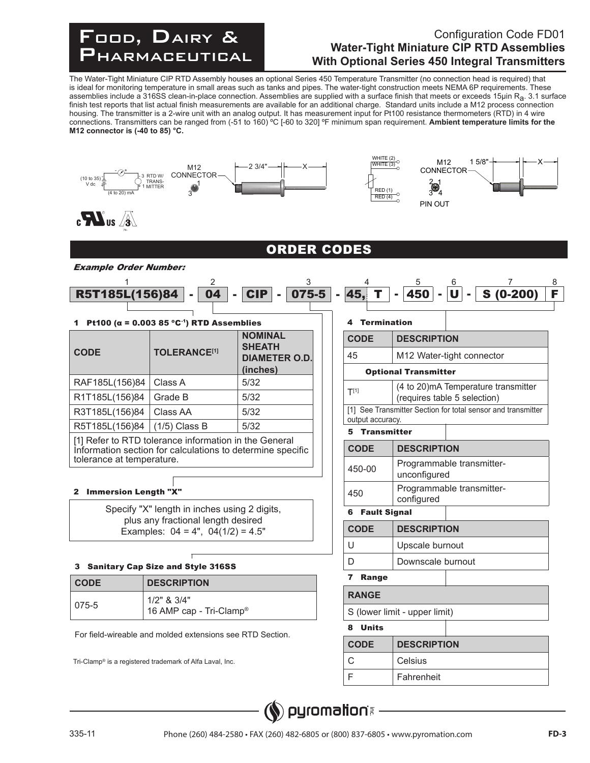# Food, Dairy & Pharmaceutical

## Configuration Code FD01
## Water-Tight Miniature CIP RTD Assemblies With Optional Series 450 Integral Transmitters

The Water-Tight Miniature CIP RTD Assembly houses an optional Series 450 Temperature Transmitter (no connection head is required) that is ideal for monitoring temperature in small areas such as tanks and pipes. The water-tight construction meets NEMA 6P requirements. These assemblies include a 316SS clean-in-place connection. Assemblies are supplied with a surface finish that meets or exceeds 15µin $R_a$. 3.1 surface finish test reports that list actual finish measurements are available for an additional charge. Standard units include a M12 process connection housing. The transmitter is a 2-wire unit with an analog output. It has measurement input for Pt100 resistance thermometers (RTD) in 4 wire connections. Transmitters can be ranged from (-51 to 160) ºC [-60 to 320] ºF minimum span requirement. **Ambient temperature limits for the M12 connector is (-40 to 85) °C.**

(10 to 35) V dc
(4 to 20) mA
3 RTD W/ TRANS- 1 MITTER
M12 CONNECTOR
2 3/4"
X
WHITE (2)
WHITE (3)
RED (1)
RED (4)
M12 CONNECTOR
1 5/8"
PIN OUT

## ORDER CODES

***Example Order Number:***

| 1 | 2 | 3 | 4 | 5 | 6 | 7 | 8 |
|---|---|---|---|---|---|---|---|
| R5T185L(156)84 | 04 - CIP | 075-5 | 45, T | 450 | U | S (0-200) | F |

### 1 Pt100 (α = 0.003 85 ºC$^{-1}$) RTD Assemblies

| CODE | TOLERANCE[1] | NOMINAL SHEATH DIAMETER O.D. (inches) |
|---|---|---|
| RAF185L(156)84 | Class A | 5/32 |
| R1T185L(156)84 | Grade B | 5/32 |
| R3T185L(156)84 | Class AA | 5/32 |
| R5T185L(156)84 | (1/5) Class B | 5/32 |

[1] Refer to RTD tolerance information in the General Information section for calculations to determine specific tolerance at temperature.

### 2 Immersion Length "X"

Specify "X" length in inches using 2 digits, plus any fractional length desired
Examples: 04 = 4", 04(1/2) = 4.5"

### 3 Sanitary Cap Size and Style 316SS

| CODE | DESCRIPTION |
|---|---|
| 075-5 | 1/2" & 3/4" 16 AMP cap - Tri-Clamp® |

For field-wireable and molded extensions see RTD Section.

Tri-Clamp® is a registered trademark of Alfa Laval, Inc.

### 4 Termination

| CODE | DESCRIPTION |
|---|---|
| 45 | M12 Water-tight connector |
| **Optional Transmitter** | |
| T[1] | (4 to 20)mA Temperature transmitter (requires table 5 selection) |

[1] See Transmitter Section for total sensor and transmitter output accuracy.

### 5 Transmitter

| CODE | DESCRIPTION |
|---|---|
| 450-00 | Programmable transmitter-unconfigured |
| 450 | Programmable transmitter-configured |

### 6 Fault Signal

| CODE | DESCRIPTION |
|---|---|
| U | Upscale burnout |
| D | Downscale burnout |

### 7 Range

| RANGE |
|---|
| S (lower limit - upper limit) |

### 8 Units

| CODE | DESCRIPTION |
|---|---|
| C | Celsius |
| F | Fahrenheit |

335-11

Phone (260) 484-2580 • FAX (260) 482-6805 or (800) 837-6805 • www.pyromation.com